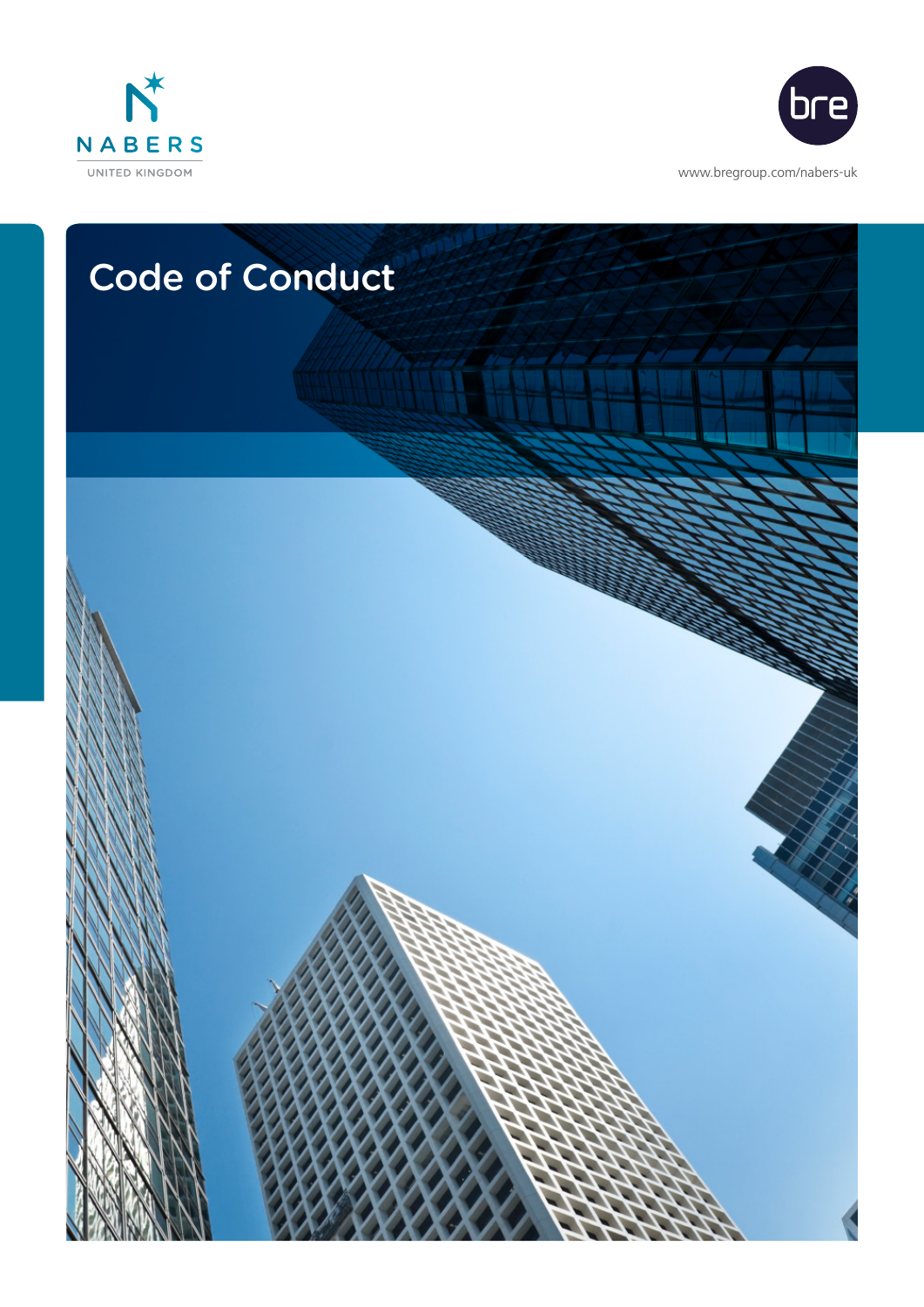NABERS

UNITED KINGDOM

www.bregroup.com/nabers-uk

# Code of Conduct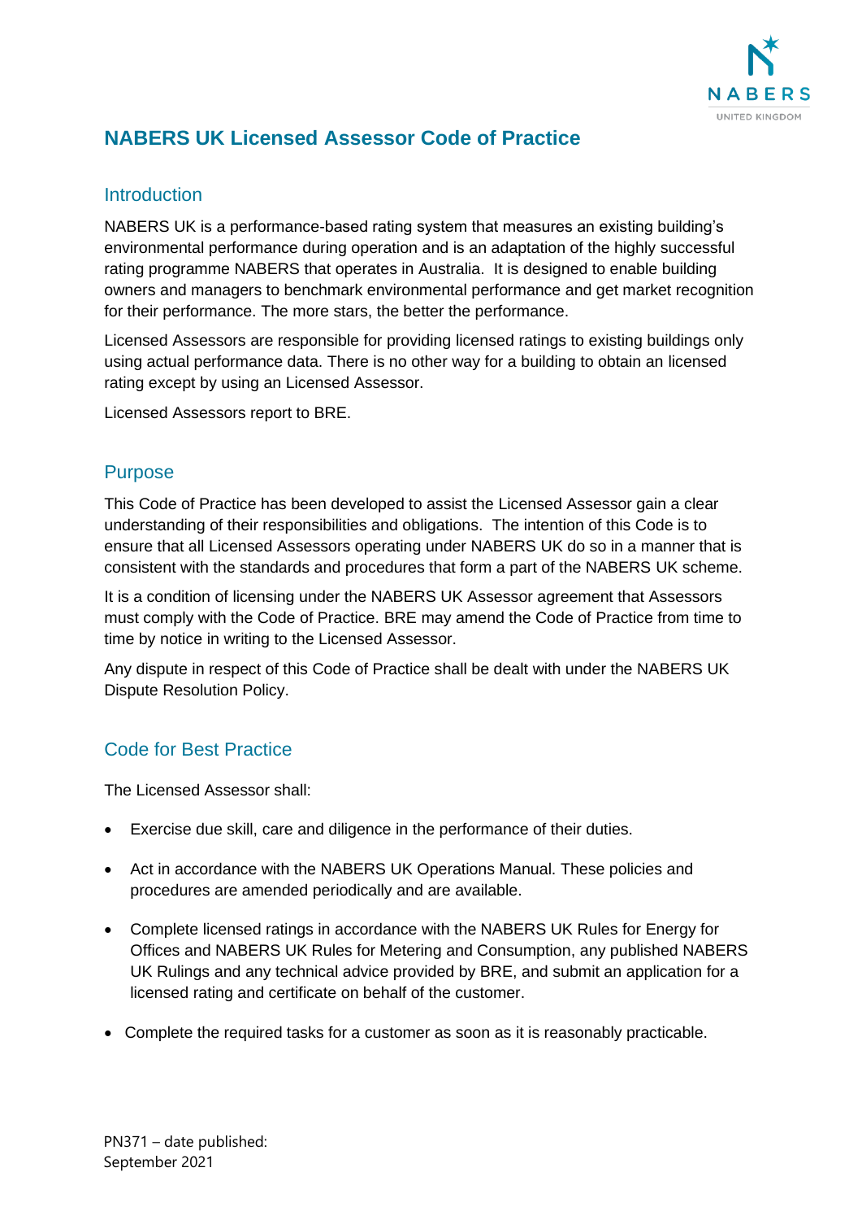# NABERS UK Licensed Assessor Code of Practice

## Introduction

NABERS UK is a performance-based rating system that measures an existing building's environmental performance during operation and is an adaptation of the highly successful rating programme NABERS that operates in Australia. It is designed to enable building owners and managers to benchmark environmental performance and get market recognition for their performance. The more stars, the better the performance.

Licensed Assessors are responsible for providing licensed ratings to existing buildings only using actual performance data. There is no other way for a building to obtain an licensed rating except by using an Licensed Assessor.

Licensed Assessors report to BRE.

## Purpose

This Code of Practice has been developed to assist the Licensed Assessor gain a clear understanding of their responsibilities and obligations. The intention of this Code is to ensure that all Licensed Assessors operating under NABERS UK do so in a manner that is consistent with the standards and procedures that form a part of the NABERS UK scheme.

It is a condition of licensing under the NABERS UK Assessor agreement that Assessors must comply with the Code of Practice. BRE may amend the Code of Practice from time to time by notice in writing to the Licensed Assessor.

Any dispute in respect of this Code of Practice shall be dealt with under the NABERS UK Dispute Resolution Policy.

## Code for Best Practice

The Licensed Assessor shall:

- Exercise due skill, care and diligence in the performance of their duties.
- Act in accordance with the NABERS UK Operations Manual. These policies and procedures are amended periodically and are available.
- Complete licensed ratings in accordance with the NABERS UK Rules for Energy for Offices and NABERS UK Rules for Metering and Consumption, any published NABERS UK Rulings and any technical advice provided by BRE, and submit an application for a licensed rating and certificate on behalf of the customer.
- Complete the required tasks for a customer as soon as it is reasonably practicable.

PN371 – date published: September 2021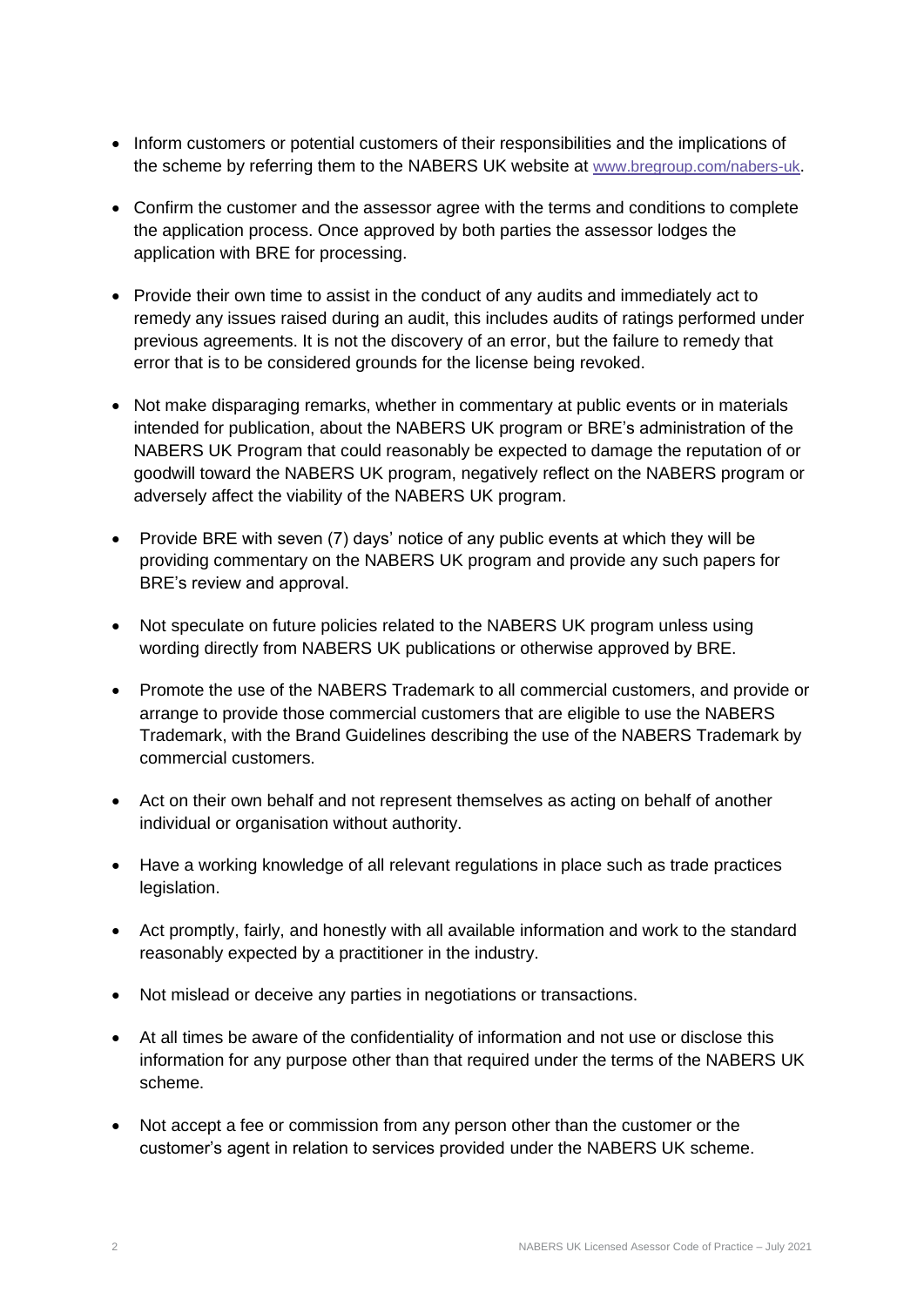- Inform customers or potential customers of their responsibilities and the implications of the scheme by referring them to the NABERS UK website at www.bregroup.com/nabers-uk.
- Confirm the customer and the assessor agree with the terms and conditions to complete the application process. Once approved by both parties the assessor lodges the application with BRE for processing.
- Provide their own time to assist in the conduct of any audits and immediately act to remedy any issues raised during an audit, this includes audits of ratings performed under previous agreements. It is not the discovery of an error, but the failure to remedy that error that is to be considered grounds for the license being revoked.
- Not make disparaging remarks, whether in commentary at public events or in materials intended for publication, about the NABERS UK program or BRE's administration of the NABERS UK Program that could reasonably be expected to damage the reputation of or goodwill toward the NABERS UK program, negatively reflect on the NABERS program or adversely affect the viability of the NABERS UK program.
- Provide BRE with seven (7) days' notice of any public events at which they will be providing commentary on the NABERS UK program and provide any such papers for BRE's review and approval.
- Not speculate on future policies related to the NABERS UK program unless using wording directly from NABERS UK publications or otherwise approved by BRE.
- Promote the use of the NABERS Trademark to all commercial customers, and provide or arrange to provide those commercial customers that are eligible to use the NABERS Trademark, with the Brand Guidelines describing the use of the NABERS Trademark by commercial customers.
- Act on their own behalf and not represent themselves as acting on behalf of another individual or organisation without authority.
- Have a working knowledge of all relevant regulations in place such as trade practices legislation.
- Act promptly, fairly, and honestly with all available information and work to the standard reasonably expected by a practitioner in the industry.
- Not mislead or deceive any parties in negotiations or transactions.
- At all times be aware of the confidentiality of information and not use or disclose this information for any purpose other than that required under the terms of the NABERS UK scheme.
- Not accept a fee or commission from any person other than the customer or the customer's agent in relation to services provided under the NABERS UK scheme.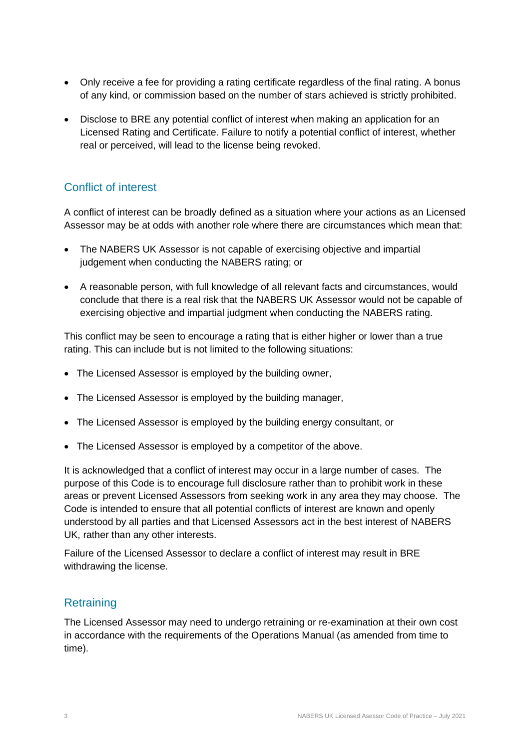- Only receive a fee for providing a rating certificate regardless of the final rating. A bonus of any kind, or commission based on the number of stars achieved is strictly prohibited.
- Disclose to BRE any potential conflict of interest when making an application for an Licensed Rating and Certificate. Failure to notify a potential conflict of interest, whether real or perceived, will lead to the license being revoked.

## Conflict of interest

A conflict of interest can be broadly defined as a situation where your actions as an Licensed Assessor may be at odds with another role where there are circumstances which mean that:

- The NABERS UK Assessor is not capable of exercising objective and impartial judgement when conducting the NABERS rating; or
- A reasonable person, with full knowledge of all relevant facts and circumstances, would conclude that there is a real risk that the NABERS UK Assessor would not be capable of exercising objective and impartial judgment when conducting the NABERS rating.

This conflict may be seen to encourage a rating that is either higher or lower than a true rating. This can include but is not limited to the following situations:

- The Licensed Assessor is employed by the building owner,
- The Licensed Assessor is employed by the building manager,
- The Licensed Assessor is employed by the building energy consultant, or
- The Licensed Assessor is employed by a competitor of the above.

It is acknowledged that a conflict of interest may occur in a large number of cases. The purpose of this Code is to encourage full disclosure rather than to prohibit work in these areas or prevent Licensed Assessors from seeking work in any area they may choose. The Code is intended to ensure that all potential conflicts of interest are known and openly understood by all parties and that Licensed Assessors act in the best interest of NABERS UK, rather than any other interests.

Failure of the Licensed Assessor to declare a conflict of interest may result in BRE withdrawing the license.

## Retraining

The Licensed Assessor may need to undergo retraining or re-examination at their own cost in accordance with the requirements of the Operations Manual (as amended from time to time).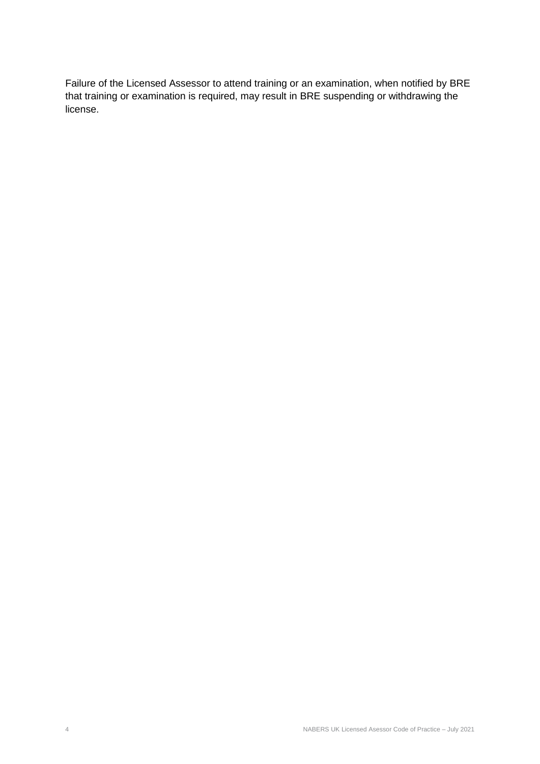Failure of the Licensed Assessor to attend training or an examination, when notified by BRE that training or examination is required, may result in BRE suspending or withdrawing the license.